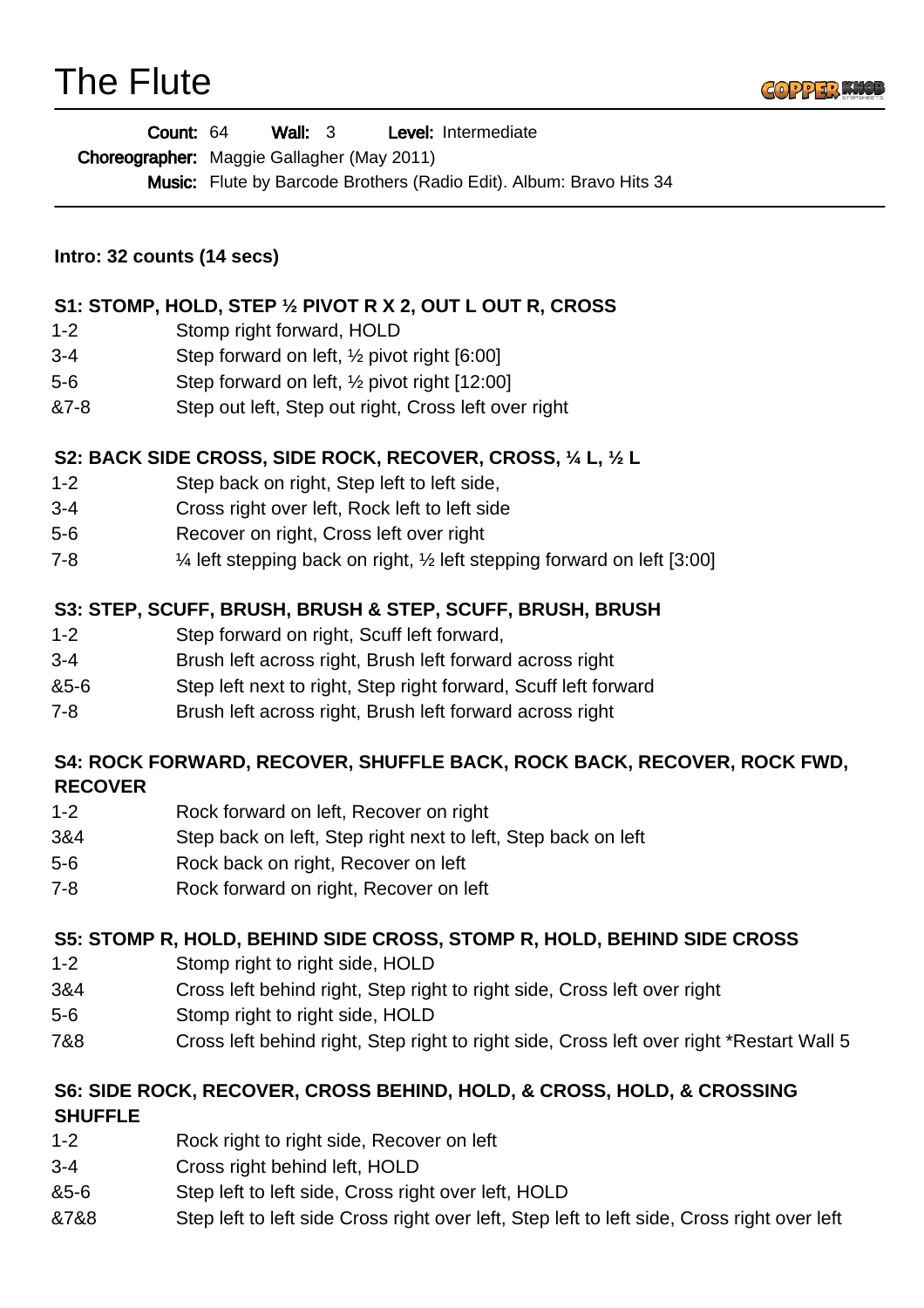# The Flute

**Count:** 64 **Wall:** 3 **Level:** Intermediate

**Choreographer:** Maggie Gallagher (May 2011)

**Music:** Flute by Barcode Brothers (Radio Edit). Album: Bravo Hits 34

---

**Intro: 32 counts (14 secs)**

**S1: STOMP, HOLD, STEP ½ PIVOT R X 2, OUT L OUT R, CROSS**

| | |
|---|---|
| 1-2 | Stomp right forward, HOLD |
| 3-4 | Step forward on left, ½ pivot right [6:00] |
| 5-6 | Step forward on left, ½ pivot right [12:00] |
| &7-8 | Step out left, Step out right, Cross left over right |

**S2: BACK SIDE CROSS, SIDE ROCK, RECOVER, CROSS, ¼ L, ½ L**

| | |
|---|---|
| 1-2 | Step back on right, Step left to left side, |
| 3-4 | Cross right over left, Rock left to left side |
| 5-6 | Recover on right, Cross left over right |
| 7-8 | ¼ left stepping back on right, ½ left stepping forward on left [3:00] |

**S3: STEP, SCUFF, BRUSH, BRUSH & STEP, SCUFF, BRUSH, BRUSH**

| | |
|---|---|
| 1-2 | Step forward on right, Scuff left forward, |
| 3-4 | Brush left across right, Brush left forward across right |
| &5-6 | Step left next to right, Step right forward, Scuff left forward |
| 7-8 | Brush left across right, Brush left forward across right |

**S4: ROCK FORWARD, RECOVER, SHUFFLE BACK, ROCK BACK, RECOVER, ROCK FWD, RECOVER**

| | |
|---|---|
| 1-2 | Rock forward on left, Recover on right |
| 3&4 | Step back on left, Step right next to left, Step back on left |
| 5-6 | Rock back on right, Recover on left |
| 7-8 | Rock forward on right, Recover on left |

**S5: STOMP R, HOLD, BEHIND SIDE CROSS, STOMP R, HOLD, BEHIND SIDE CROSS**

| | |
|---|---|
| 1-2 | Stomp right to right side, HOLD |
| 3&4 | Cross left behind right, Step right to right side, Cross left over right |
| 5-6 | Stomp right to right side, HOLD |
| 7&8 | Cross left behind right, Step right to right side, Cross left over right *Restart Wall 5 |

**S6: SIDE ROCK, RECOVER, CROSS BEHIND, HOLD, & CROSS, HOLD, & CROSSING SHUFFLE**

| | |
|---|---|
| 1-2 | Rock right to right side, Recover on left |
| 3-4 | Cross right behind left, HOLD |
| &5-6 | Step left to left side, Cross right over left, HOLD |
| &7&8 | Step left to left side Cross right over left, Step left to left side, Cross right over left |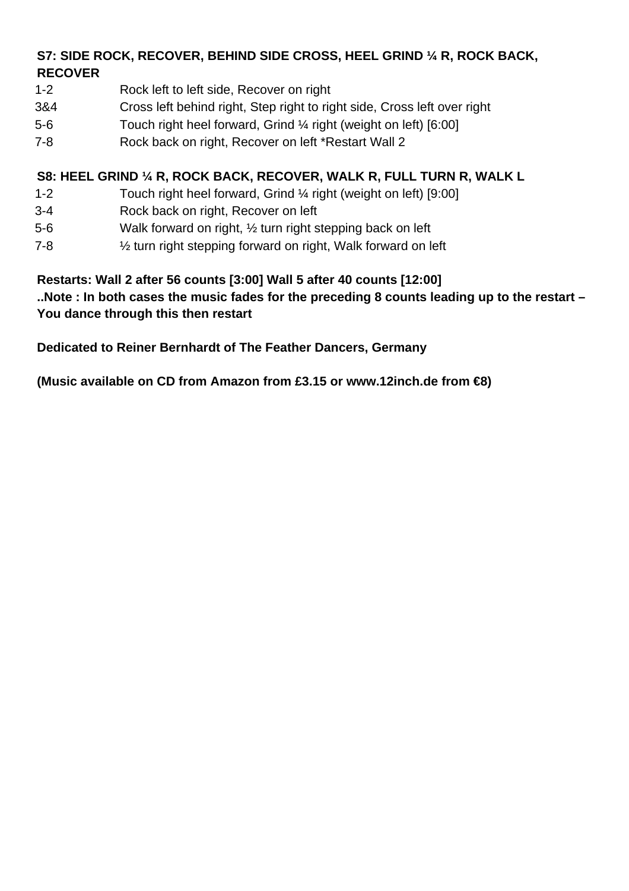**S7: SIDE ROCK, RECOVER, BEHIND SIDE CROSS, HEEL GRIND ¼ R, ROCK BACK, RECOVER**

| | |
|---|---|
| 1-2 | Rock left to left side, Recover on right |
| 3&4 | Cross left behind right, Step right to right side, Cross left over right |
| 5-6 | Touch right heel forward, Grind ¼ right (weight on left) [6:00] |
| 7-8 | Rock back on right, Recover on left *Restart Wall 2 |

**S8: HEEL GRIND ¼ R, ROCK BACK, RECOVER, WALK R, FULL TURN R, WALK L**

| | |
|---|---|
| 1-2 | Touch right heel forward, Grind ¼ right (weight on left) [9:00] |
| 3-4 | Rock back on right, Recover on left |
| 5-6 | Walk forward on right, ½ turn right stepping back on left |
| 7-8 | ½ turn right stepping forward on right, Walk forward on left |

**Restarts: Wall 2 after 56 counts [3:00] Wall 5 after 40 counts [12:00]**
**..Note : In both cases the music fades for the preceding 8 counts leading up to the restart – You dance through this then restart**

**Dedicated to Reiner Bernhardt of The Feather Dancers, Germany**

**(Music available on CD from Amazon from £3.15 or www.12inch.de from €8)**